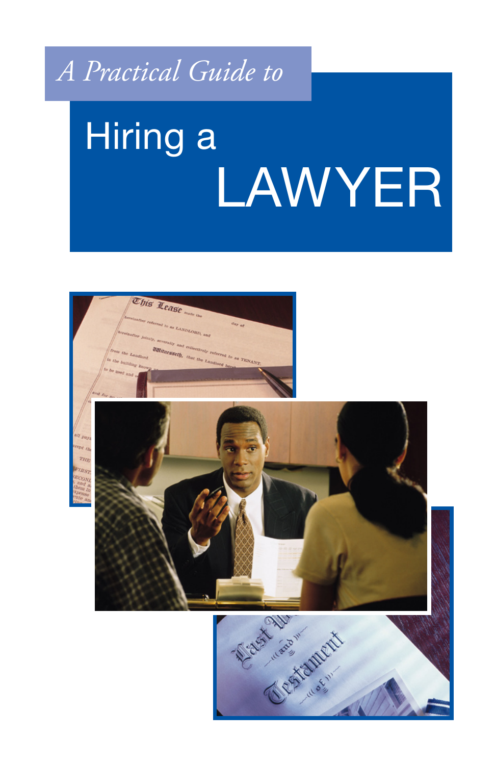*A Practical Guide to*

# Hiring a LAWYER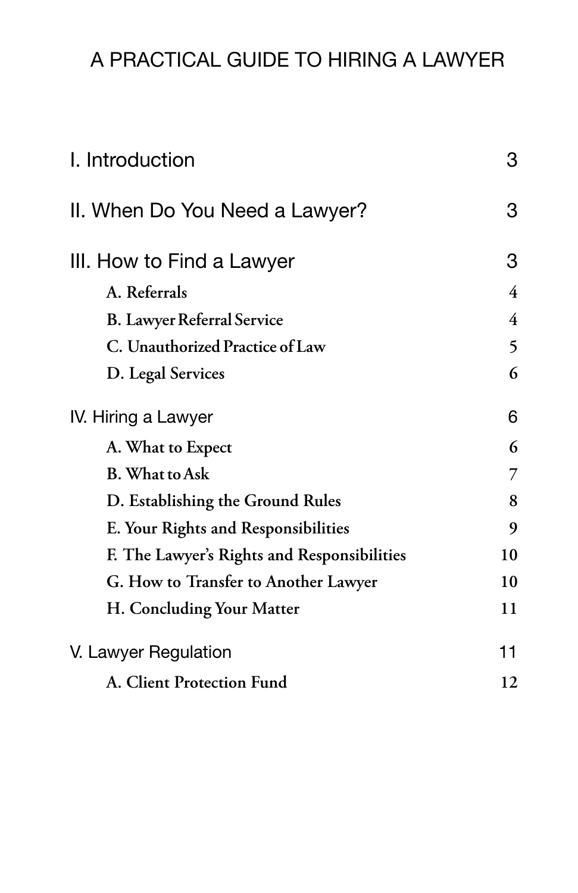# A PRACTICAL GUIDE TO HIRING A LAWYER

| | |
|---|---|
| I. Introduction | 3 |
| II. When Do You Need a Lawyer? | 3 |
| III. How to Find a Lawyer | 3 |
| A. Referrals | 4 |
| B. Lawyer Referral Service | 4 |
| C. Unauthorized Practice of Law | 5 |
| D. Legal Services | 6 |
| IV. Hiring a Lawyer | 6 |
| A. What to Expect | 6 |
| B. What to Ask | 7 |
| D. Establishing the Ground Rules | 8 |
| E. Your Rights and Responsibilities | 9 |
| F. The Lawyer's Rights and Responsibilities | 10 |
| G. How to Transfer to Another Lawyer | 10 |
| H. Concluding Your Matter | 11 |
| V. Lawyer Regulation | 11 |
| A. Client Protection Fund | 12 |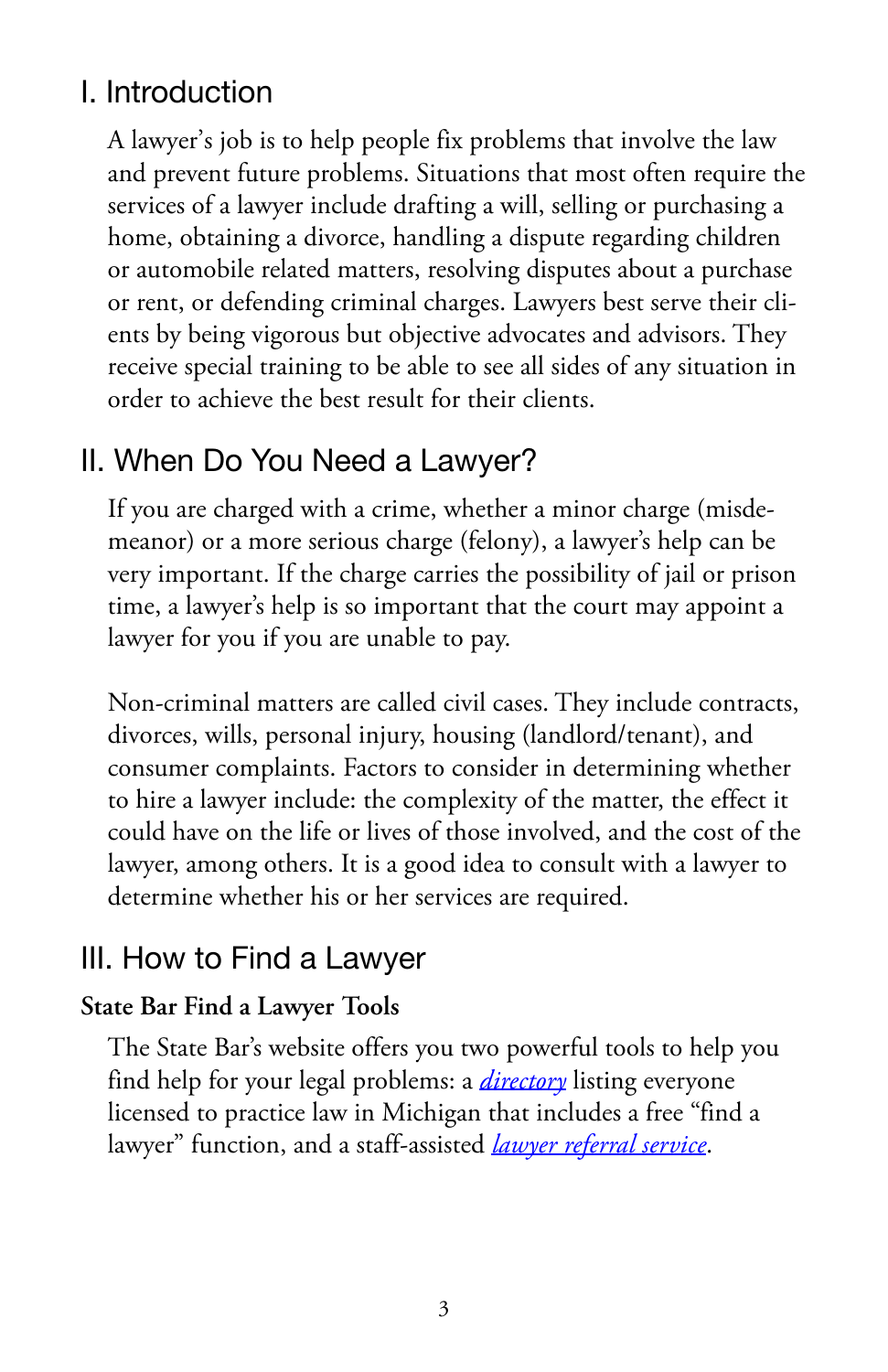## I. Introduction

A lawyer's job is to help people fix problems that involve the law and prevent future problems. Situations that most often require the services of a lawyer include drafting a will, selling or purchasing a home, obtaining a divorce, handling a dispute regarding children or automobile related matters, resolving disputes about a purchase or rent, or defending criminal charges. Lawyers best serve their clients by being vigorous but objective advocates and advisors. They receive special training to be able to see all sides of any situation in order to achieve the best result for their clients.

## II. When Do You Need a Lawyer?

If you are charged with a crime, whether a minor charge (misdemeanor) or a more serious charge (felony), a lawyer's help can be very important. If the charge carries the possibility of jail or prison time, a lawyer's help is so important that the court may appoint a lawyer for you if you are unable to pay.

Non-criminal matters are called civil cases. They include contracts, divorces, wills, personal injury, housing (landlord/tenant), and consumer complaints. Factors to consider in determining whether to hire a lawyer include: the complexity of the matter, the effect it could have on the life or lives of those involved, and the cost of the lawyer, among others. It is a good idea to consult with a lawyer to determine whether his or her services are required.

## III. How to Find a Lawyer

### State Bar Find a Lawyer Tools

The State Bar's website offers you two powerful tools to help you find help for your legal problems: a *directory* listing everyone licensed to practice law in Michigan that includes a free "find a lawyer" function, and a staff-assisted *lawyer referral service*.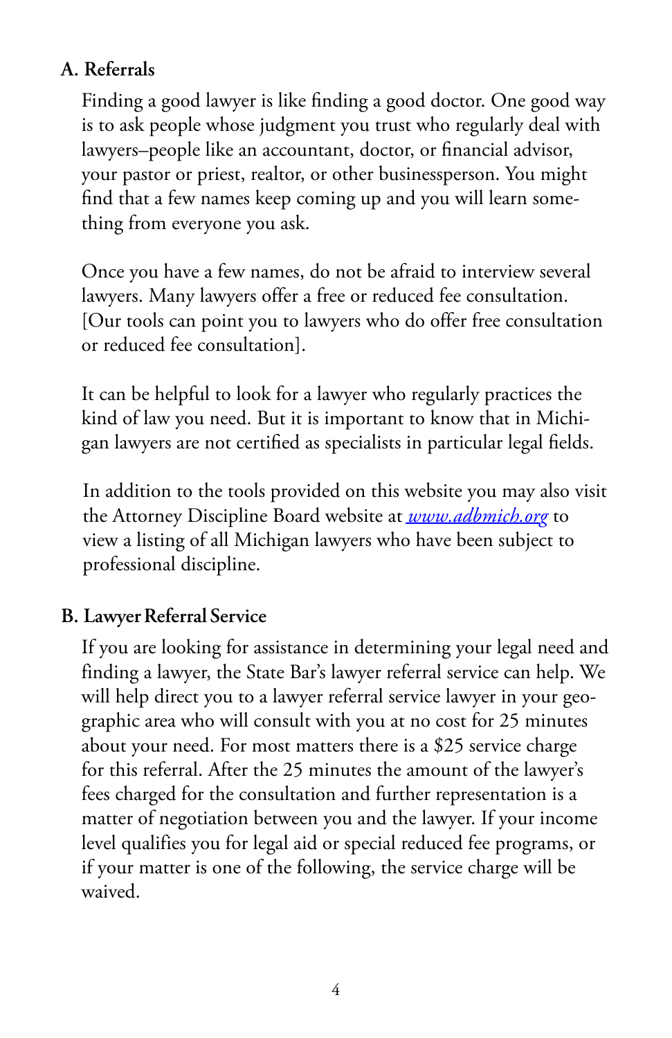## A. Referrals

Finding a good lawyer is like finding a good doctor. One good way is to ask people whose judgment you trust who regularly deal with lawyers–people like an accountant, doctor, or financial advisor, your pastor or priest, realtor, or other businessperson. You might find that a few names keep coming up and you will learn something from everyone you ask.

Once you have a few names, do not be afraid to interview several lawyers. Many lawyers offer a free or reduced fee consultation. [Our tools can point you to lawyers who do offer free consultation or reduced fee consultation].

It can be helpful to look for a lawyer who regularly practices the kind of law you need. But it is important to know that in Michigan lawyers are not certified as specialists in particular legal fields.

In addition to the tools provided on this website you may also visit the Attorney Discipline Board website at [*www.adbmich.org*](http://www.adbmich.org) to view a listing of all Michigan lawyers who have been subject to professional discipline.

## B. Lawyer Referral Service

If you are looking for assistance in determining your legal need and finding a lawyer, the State Bar's lawyer referral service can help. We will help direct you to a lawyer referral service lawyer in your geographic area who will consult with you at no cost for 25 minutes about your need. For most matters there is a $25 service charge for this referral. After the 25 minutes the amount of the lawyer's fees charged for the consultation and further representation is a matter of negotiation between you and the lawyer. If your income level qualifies you for legal aid or special reduced fee programs, or if your matter is one of the following, the service charge will be waived.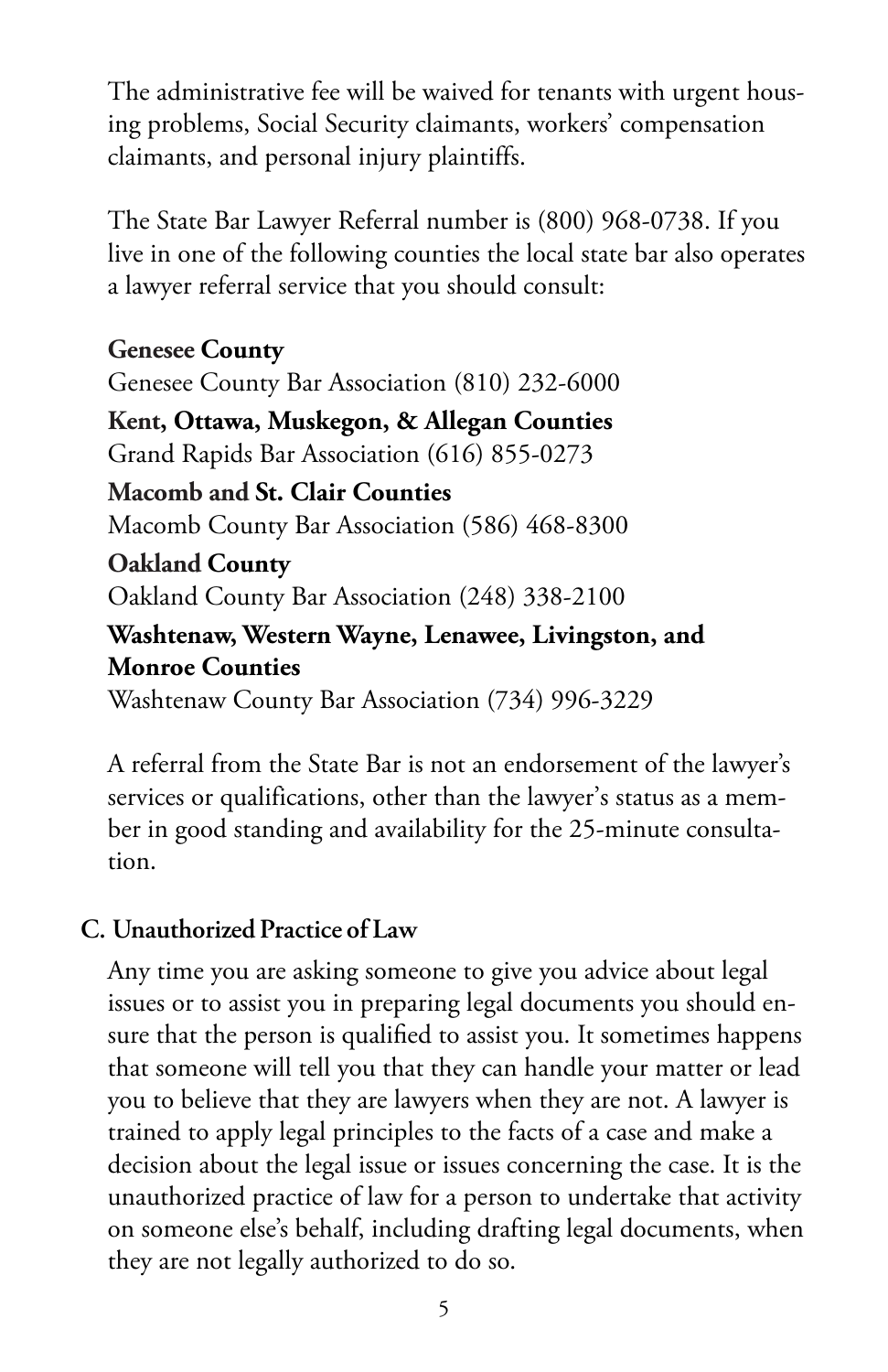The administrative fee will be waived for tenants with urgent housing problems, Social Security claimants, workers' compensation claimants, and personal injury plaintiffs.

The State Bar Lawyer Referral number is (800) 968-0738. If you live in one of the following counties the local state bar also operates a lawyer referral service that you should consult:

**Genesee County**
Genesee County Bar Association (810) 232-6000

**Kent, Ottawa, Muskegon, & Allegan Counties**
Grand Rapids Bar Association (616) 855-0273

**Macomb and St. Clair Counties**
Macomb County Bar Association (586) 468-8300

**Oakland County**
Oakland County Bar Association (248) 338-2100

**Washtenaw, Western Wayne, Lenawee, Livingston, and Monroe Counties**
Washtenaw County Bar Association (734) 996-3229

A referral from the State Bar is not an endorsement of the lawyer's services or qualifications, other than the lawyer's status as a member in good standing and availability for the 25-minute consultation.

## C. Unauthorized Practice of Law

Any time you are asking someone to give you advice about legal issues or to assist you in preparing legal documents you should ensure that the person is qualified to assist you. It sometimes happens that someone will tell you that they can handle your matter or lead you to believe that they are lawyers when they are not. A lawyer is trained to apply legal principles to the facts of a case and make a decision about the legal issue or issues concerning the case. It is the unauthorized practice of law for a person to undertake that activity on someone else's behalf, including drafting legal documents, when they are not legally authorized to do so.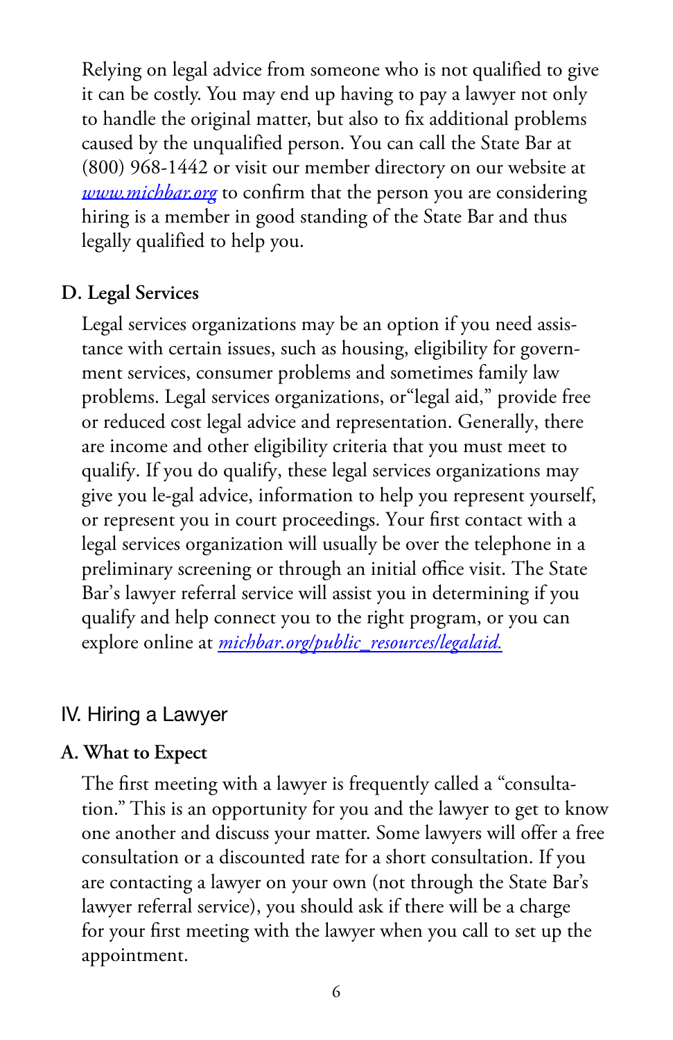Relying on legal advice from someone who is not qualified to give it can be costly. You may end up having to pay a lawyer not only to handle the original matter, but also to fix additional problems caused by the unqualified person. You can call the State Bar at (800) 968-1442 or visit our member directory on our website at [www.michbar.org](http://www.michbar.org) to confirm that the person you are considering hiring is a member in good standing of the State Bar and thus legally qualified to help you.

### D. Legal Services

Legal services organizations may be an option if you need assistance with certain issues, such as housing, eligibility for government services, consumer problems and sometimes family law problems. Legal services organizations, or"legal aid," provide free or reduced cost legal advice and representation. Generally, there are income and other eligibility criteria that you must meet to qualify. If you do qualify, these legal services organizations may give you le-gal advice, information to help you represent yourself, or represent you in court proceedings. Your first contact with a legal services organization will usually be over the telephone in a preliminary screening or through an initial office visit. The State Bar's lawyer referral service will assist you in determining if you qualify and help connect you to the right program, or you can explore online at *michbar.org/public_resources/legalaid.*

## IV. Hiring a Lawyer

### A. What to Expect

The first meeting with a lawyer is frequently called a "consultation." This is an opportunity for you and the lawyer to get to know one another and discuss your matter. Some lawyers will offer a free consultation or a discounted rate for a short consultation. If you are contacting a lawyer on your own (not through the State Bar's lawyer referral service), you should ask if there will be a charge for your first meeting with the lawyer when you call to set up the appointment.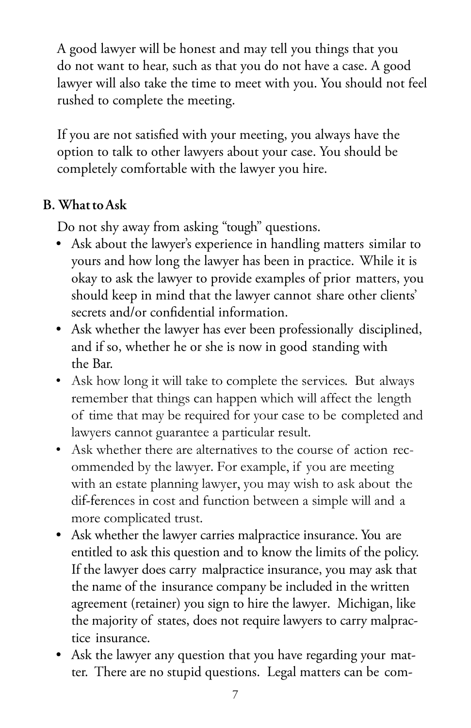A good lawyer will be honest and may tell you things that you do not want to hear, such as that you do not have a case. A good lawyer will also take the time to meet with you. You should not feel rushed to complete the meeting.

If you are not satisfied with your meeting, you always have the option to talk to other lawyers about your case. You should be completely comfortable with the lawyer you hire.

## B. What to Ask

Do not shy away from asking "tough" questions.

- Ask about the lawyer's experience in handling matters similar to yours and how long the lawyer has been in practice. While it is okay to ask the lawyer to provide examples of prior matters, you should keep in mind that the lawyer cannot share other clients' secrets and/or confidential information.
- Ask whether the lawyer has ever been professionally disciplined, and if so, whether he or she is now in good standing with the Bar.
- Ask how long it will take to complete the services. But always remember that things can happen which will affect the length of time that may be required for your case to be completed and lawyers cannot guarantee a particular result.
- Ask whether there are alternatives to the course of action recommended by the lawyer. For example, if you are meeting with an estate planning lawyer, you may wish to ask about the dif-ferences in cost and function between a simple will and a more complicated trust.
- Ask whether the lawyer carries malpractice insurance. You are entitled to ask this question and to know the limits of the policy. If the lawyer does carry malpractice insurance, you may ask that the name of the insurance company be included in the written agreement (retainer) you sign to hire the lawyer. Michigan, like the majority of states, does not require lawyers to carry malpractice insurance.
- Ask the lawyer any question that you have regarding your matter. There are no stupid questions. Legal matters can be com-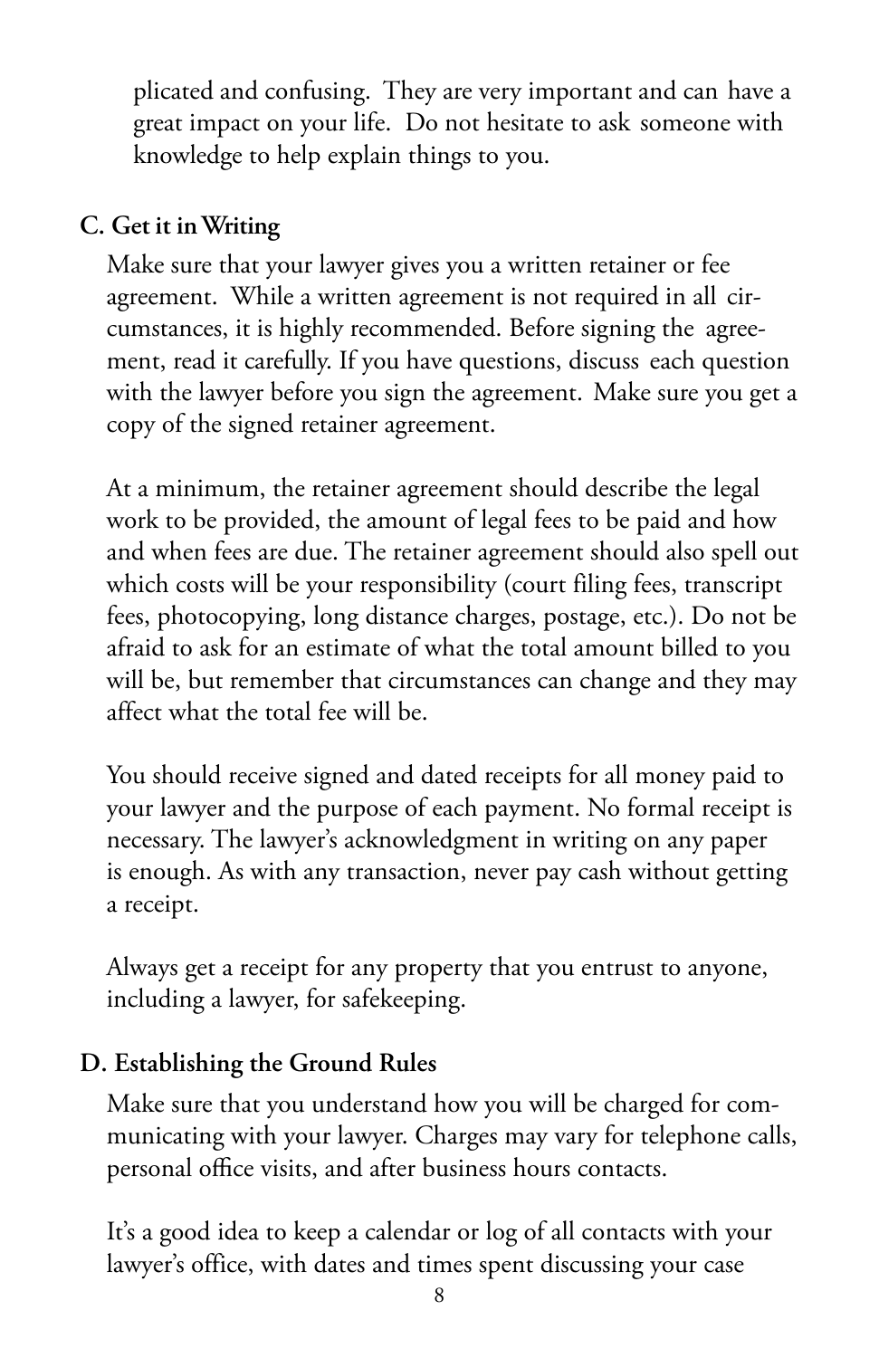plicated and confusing. They are very important and can have a great impact on your life. Do not hesitate to ask someone with knowledge to help explain things to you.

### C. Get it in Writing

Make sure that your lawyer gives you a written retainer or fee agreement. While a written agreement is not required in all circumstances, it is highly recommended. Before signing the agreement, read it carefully. If you have questions, discuss each question with the lawyer before you sign the agreement. Make sure you get a copy of the signed retainer agreement.

At a minimum, the retainer agreement should describe the legal work to be provided, the amount of legal fees to be paid and how and when fees are due. The retainer agreement should also spell out which costs will be your responsibility (court filing fees, transcript fees, photocopying, long distance charges, postage, etc.). Do not be afraid to ask for an estimate of what the total amount billed to you will be, but remember that circumstances can change and they may affect what the total fee will be.

You should receive signed and dated receipts for all money paid to your lawyer and the purpose of each payment. No formal receipt is necessary. The lawyer's acknowledgment in writing on any paper is enough. As with any transaction, never pay cash without getting a receipt.

Always get a receipt for any property that you entrust to anyone, including a lawyer, for safekeeping.

### D. Establishing the Ground Rules

Make sure that you understand how you will be charged for communicating with your lawyer. Charges may vary for telephone calls, personal office visits, and after business hours contacts.

It's a good idea to keep a calendar or log of all contacts with your lawyer's office, with dates and times spent discussing your case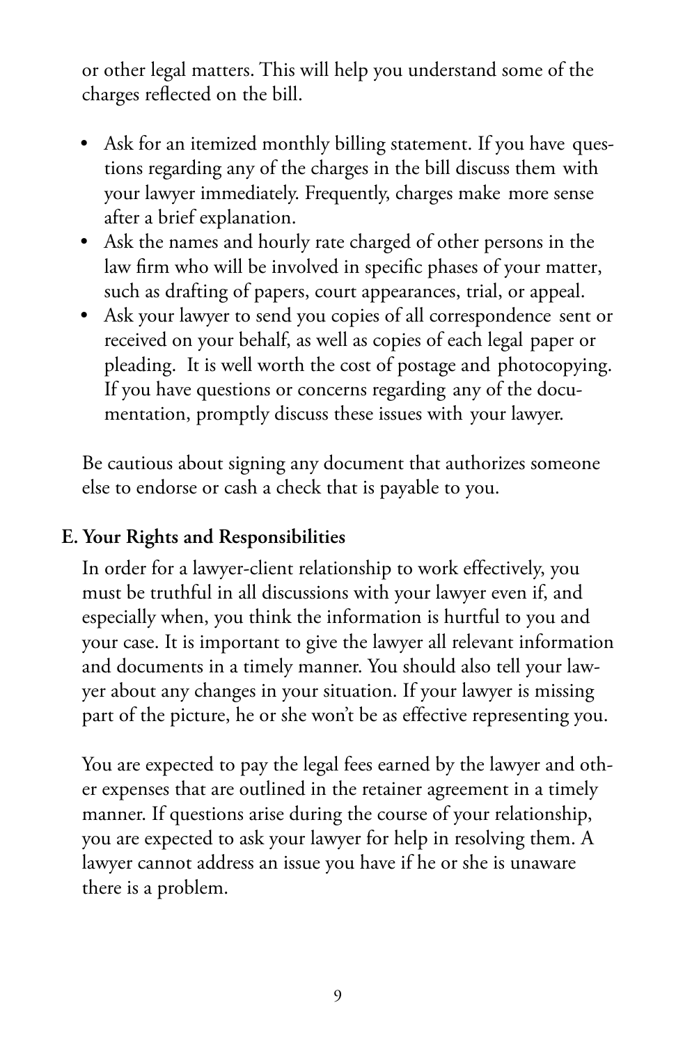or other legal matters. This will help you understand some of the charges reflected on the bill.

- Ask for an itemized monthly billing statement. If you have questions regarding any of the charges in the bill discuss them with your lawyer immediately. Frequently, charges make more sense after a brief explanation.
- Ask the names and hourly rate charged of other persons in the law firm who will be involved in specific phases of your matter, such as drafting of papers, court appearances, trial, or appeal.
- Ask your lawyer to send you copies of all correspondence sent or received on your behalf, as well as copies of each legal paper or pleading. It is well worth the cost of postage and photocopying. If you have questions or concerns regarding any of the documentation, promptly discuss these issues with your lawyer.

Be cautious about signing any document that authorizes someone else to endorse or cash a check that is payable to you.

## E. Your Rights and Responsibilities

In order for a lawyer-client relationship to work effectively, you must be truthful in all discussions with your lawyer even if, and especially when, you think the information is hurtful to you and your case. It is important to give the lawyer all relevant information and documents in a timely manner. You should also tell your lawyer about any changes in your situation. If your lawyer is missing part of the picture, he or she won't be as effective representing you.

You are expected to pay the legal fees earned by the lawyer and other expenses that are outlined in the retainer agreement in a timely manner. If questions arise during the course of your relationship, you are expected to ask your lawyer for help in resolving them. A lawyer cannot address an issue you have if he or she is unaware there is a problem.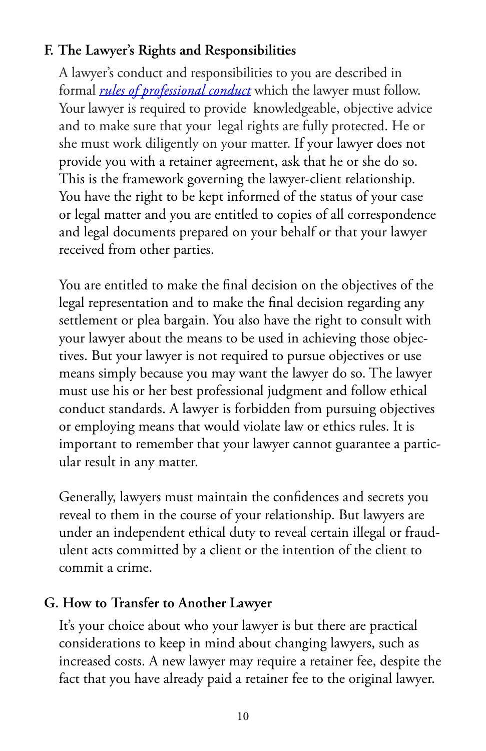### F. The Lawyer's Rights and Responsibilities

A lawyer's conduct and responsibilities to you are described in formal *rules of professional conduct* which the lawyer must follow. Your lawyer is required to provide knowledgeable, objective advice and to make sure that your legal rights are fully protected. He or she must work diligently on your matter. If your lawyer does not provide you with a retainer agreement, ask that he or she do so. This is the framework governing the lawyer-client relationship. You have the right to be kept informed of the status of your case or legal matter and you are entitled to copies of all correspondence and legal documents prepared on your behalf or that your lawyer received from other parties.

You are entitled to make the final decision on the objectives of the legal representation and to make the final decision regarding any settlement or plea bargain. You also have the right to consult with your lawyer about the means to be used in achieving those objectives. But your lawyer is not required to pursue objectives or use means simply because you may want the lawyer do so. The lawyer must use his or her best professional judgment and follow ethical conduct standards. A lawyer is forbidden from pursuing objectives or employing means that would violate law or ethics rules. It is important to remember that your lawyer cannot guarantee a particular result in any matter.

Generally, lawyers must maintain the confidences and secrets you reveal to them in the course of your relationship. But lawyers are under an independent ethical duty to reveal certain illegal or fraudulent acts committed by a client or the intention of the client to commit a crime.

### G. How to Transfer to Another Lawyer

It's your choice about who your lawyer is but there are practical considerations to keep in mind about changing lawyers, such as increased costs. A new lawyer may require a retainer fee, despite the fact that you have already paid a retainer fee to the original lawyer.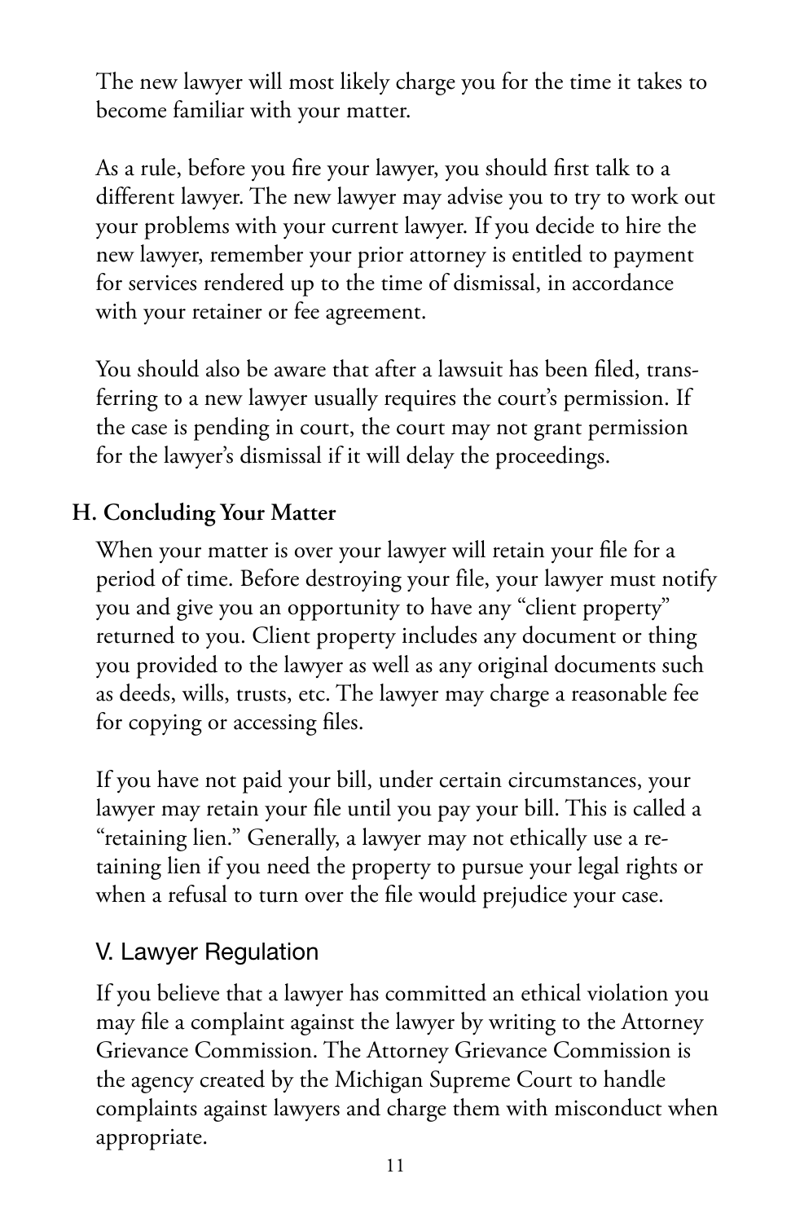The new lawyer will most likely charge you for the time it takes to become familiar with your matter.

As a rule, before you fire your lawyer, you should first talk to a different lawyer. The new lawyer may advise you to try to work out your problems with your current lawyer. If you decide to hire the new lawyer, remember your prior attorney is entitled to payment for services rendered up to the time of dismissal, in accordance with your retainer or fee agreement.

You should also be aware that after a lawsuit has been filed, transferring to a new lawyer usually requires the court's permission. If the case is pending in court, the court may not grant permission for the lawyer's dismissal if it will delay the proceedings.

### H. Concluding Your Matter

When your matter is over your lawyer will retain your file for a period of time. Before destroying your file, your lawyer must notify you and give you an opportunity to have any "client property" returned to you. Client property includes any document or thing you provided to the lawyer as well as any original documents such as deeds, wills, trusts, etc. The lawyer may charge a reasonable fee for copying or accessing files.

If you have not paid your bill, under certain circumstances, your lawyer may retain your file until you pay your bill. This is called a "retaining lien." Generally, a lawyer may not ethically use a retaining lien if you need the property to pursue your legal rights or when a refusal to turn over the file would prejudice your case.

## V. Lawyer Regulation

If you believe that a lawyer has committed an ethical violation you may file a complaint against the lawyer by writing to the Attorney Grievance Commission. The Attorney Grievance Commission is the agency created by the Michigan Supreme Court to handle complaints against lawyers and charge them with misconduct when appropriate.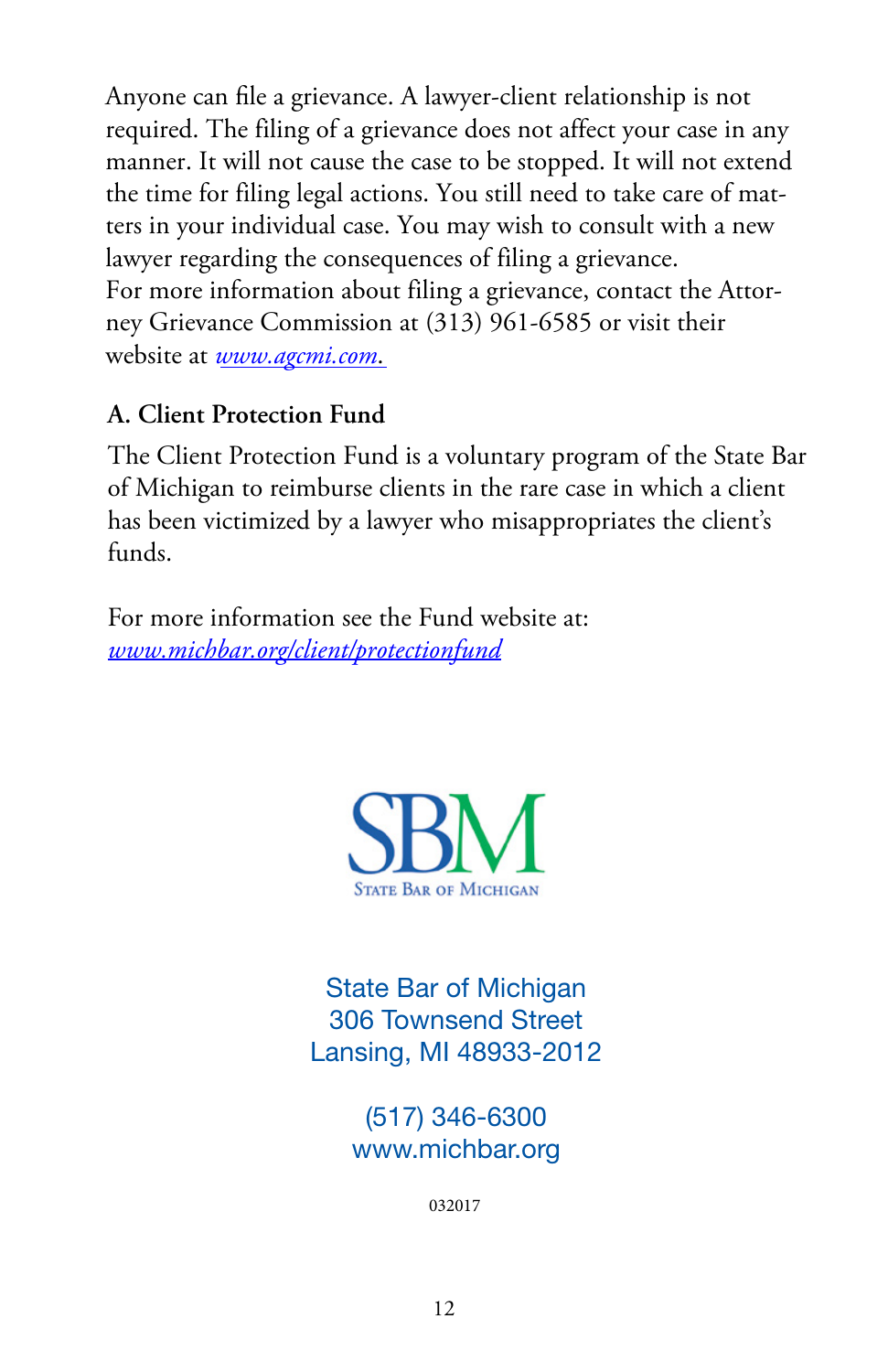Anyone can file a grievance. A lawyer-client relationship is not required. The filing of a grievance does not affect your case in any manner. It will not cause the case to be stopped. It will not extend the time for filing legal actions. You still need to take care of matters in your individual case. You may wish to consult with a new lawyer regarding the consequences of filing a grievance.
For more information about filing a grievance, contact the Attorney Grievance Commission at (313) 961-6585 or visit their website at *www.agcmi.com*.

## A. Client Protection Fund

The Client Protection Fund is a voluntary program of the State Bar of Michigan to reimburse clients in the rare case in which a client has been victimized by a lawyer who misappropriates the client's funds.

For more information see the Fund website at:
*www.michbar.org/client/protectionfund*

SBM
State Bar of Michigan

State Bar of Michigan
306 Townsend Street
Lansing, MI 48933-2012

(517) 346-6300
www.michbar.org

032017